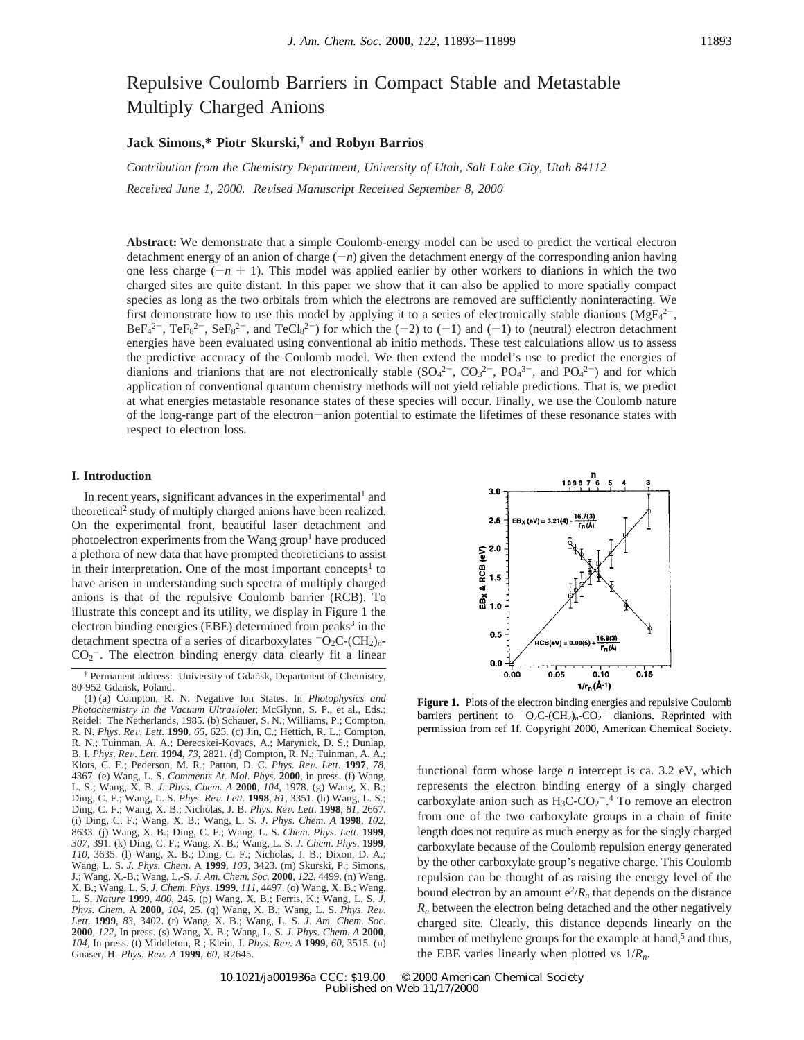# Repulsive Coulomb Barriers in Compact Stable and Metastable Multiply Charged Anions

**Jack Simons,\* Piotr Skurski,† and Robyn Barrios**

*Contribution from the Chemistry Department, University of Utah, Salt Lake City, Utah 84112*

*Received June 1, 2000. Revised Manuscript Received September 8, 2000*

**Abstract:** We demonstrate that a simple Coulomb-energy model can be used to predict the vertical electron detachment energy of an anion of charge $(-n)$ given the detachment energy of the corresponding anion having one less charge $(-n + 1)$. This model was applied earlier by other workers to dianions in which the two charged sites are quite distant. In this paper we show that it can also be applied to more spatially compact species as long as the two orbitals from which the electrons are removed are sufficiently noninteracting. We first demonstrate how to use this model by applying it to a series of electronically stable dianions ($MgF_4^{2-}$, $BeF_4^{2-}$, $TeF_8^{2-}$, $SeF_8^{2-}$, and $TeCl_8^{2-}$) for which the $(-2)$ to $(-1)$ and $(-1)$ to (neutral) electron detachment energies have been evaluated using conventional ab initio methods. These test calculations allow us to assess the predictive accuracy of the Coulomb model. We then extend the model's use to predict the energies of dianions and trianions that are not electronically stable ($SO_4^{2-}$, $CO_3^{2-}$, $PO_4^{3-}$, and $PO_4^{2-}$) and for which application of conventional quantum chemistry methods will not yield reliable predictions. That is, we predict at what energies metastable resonance states of these species will occur. Finally, we use the Coulomb nature of the long-range part of the electron−anion potential to estimate the lifetimes of these resonance states with respect to electron loss.

## I. Introduction

In recent years, significant advances in the experimental[1] and theoretical[2] study of multiply charged anions have been realized. On the experimental front, beautiful laser detachment and photoelectron experiments from the Wang group[1] have produced a plethora of new data that have prompted theoreticians to assist in their interpretation. One of the most important concepts[1] to have arisen in understanding such spectra of multiply charged anions is that of the repulsive Coulomb barrier (RCB). To illustrate this concept and its utility, we display in Figure 1 the electron binding energies (EBE) determined from peaks[3] in the detachment spectra of a series of dicarboxylates $^{-}O_2C\text{-}(CH_2)_n\text{-}CO_2^{-}$. The electron binding energy data clearly fit a linear functional form whose large $n$ intercept is ca. 3.2 eV, which represents the electron binding energy of a singly charged carboxylate anion such as $H_3C\text{-}CO_2^{-}$.[4] To remove an electron from one of the two carboxylate groups in a chain of finite length does not require as much energy as for the singly charged carboxylate because of the Coulomb repulsion energy generated by the other carboxylate group's negative charge. This Coulomb repulsion can be thought of as raising the energy level of the bound electron by an amount $e^2/R_n$ that depends on the distance $R_n$ between the electron being detached and the other negatively charged site. Clearly, this distance depends linearly on the number of methylene groups for the example at hand,[5] and thus, the EBE varies linearly when plotted vs $1/R_n$.

**Figure 1.** Plots of the electron binding energies and repulsive Coulomb barriers pertinent to $^{-}O_2C\text{-}(CH_2)_n\text{-}CO_2^{-}$ dianions. Reprinted with permission from ref 1f. Copyright 2000, American Chemical Society.

† Permanent address: University of Gdańsk, Department of Chemistry, 80-952 Gdańsk, Poland.

(1) (a) Compton, R. N. Negative Ion States. In *Photophysics and Photochemistry in the Vacuum Ultraviolet*; McGlynn, S. P., et al., Eds.; Reidel: The Netherlands, 1985. (b) Schauer, S. N.; Williams, P.; Compton, R. N. *Phys. Rev. Lett.* **1990**. *65*, 625. (c) Jin, C.; Hettich, R. L.; Compton, R. N.; Tuinman, A. A.; Derecskei-Kovacs, A.; Marynick, D. S.; Dunlap, B. I. *Phys. Rev. Lett.* **1994**, *73*, 2821. (d) Compton, R. N.; Tuinman, A. A.; Klots, C. E.; Pederson, M. R.; Patton, D. C. *Phys. Rev. Lett.* **1997**, *78*, 4367. (e) Wang, L. S. *Comments At. Mol. Phys.* **2000**, in press. (f) Wang, L. S.; Wang, X. B. *J. Phys. Chem. A* **2000**, *104*, 1978. (g) Wang, X. B.; Ding, C. F.; Wang, L. S. *Phys. Rev. Lett.* **1998**, *81*, 3351. (h) Wang, L. S.; Ding, C. F.; Wang, X. B.; Nicholas, J. B. *Phys. Rev. Lett.* **1998**, *81*, 2667. (i) Ding, C. F.; Wang, X. B.; Wang, L. S. *J. Phys. Chem. A* **1998**, *102*, 8633. (j) Wang, X. B.; Ding, C. F.; Wang, L. S. *Chem. Phys. Lett.* **1999**, *307*, 391. (k) Ding, C. F.; Wang, X. B.; Wang, L. S. *J. Chem. Phys.* **1999**, *110*, 3635. (l) Wang, X. B.; Ding, C. F.; Nicholas, J. B.; Dixon, D. A.; Wang, L. S. *J. Phys. Chem. A* **1999**, *103*, 3423. (m) Skurski, P.; Simons, J.; Wang, X.-B.; Wang, L.-S. *J. Am. Chem. Soc.* **2000**, *122*, 4499. (n) Wang, X. B.; Wang, L. S. *J. Chem. Phys.* **1999**, *111*, 4497. (o) Wang, X. B.; Wang, L. S. *Nature* **1999**, *400*, 245. (p) Wang, X. B.; Ferris, K.; Wang, L. S. *J. Phys. Chem. A* **2000**, *104*, 25. (q) Wang, X. B.; Wang, L. S. *Phys. Rev. Lett.* **1999**, *83*, 3402. (r) Wang, X. B.; Wang, L. S. *J. Am. Chem. Soc.* **2000**, *122*, In press. (s) Wang, X. B.; Wang, L. S. *J. Phys. Chem. A* **2000**, *104*, In press. (t) Middleton, R.; Klein, J. *Phys. Rev. A* **1999**, *60*, 3515. (u) Gnaser, H. *Phys. Rev. A* **1999**, *60*, R2645.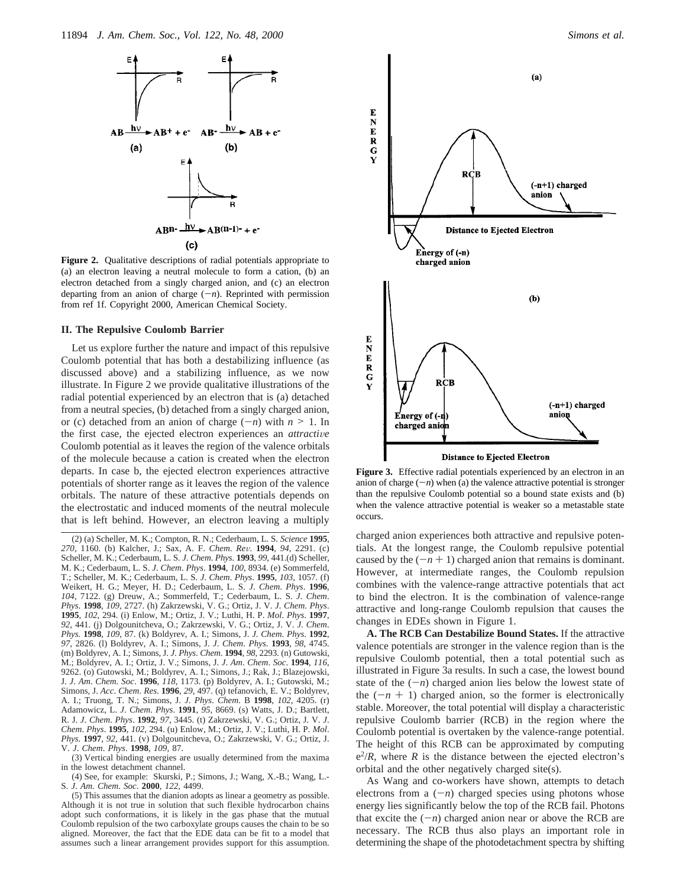**Figure 2.** Qualitative descriptions of radial potentials appropriate to (a) an electron leaving a neutral molecule to form a cation, (b) an electron detached from a singly charged anion, and (c) an electron departing from an anion of charge ($-n$). Reprinted with permission from ref 1f. Copyright 2000, American Chemical Society.

## II. The Repulsive Coulomb Barrier

Let us explore further the nature and impact of this repulsive Coulomb potential that has both a destabilizing influence (as discussed above) and a stabilizing influence, as we now illustrate. In Figure 2 we provide qualitative illustrations of the radial potential experienced by an electron that is (a) detached from a neutral species, (b) detached from a singly charged anion, or (c) detached from an anion of charge ($-n$) with $n > 1$. In the first case, the ejected electron experiences an *attractive* Coulomb potential as it leaves the region of the valence orbitals of the molecule because a cation is created when the electron departs. In case b, the ejected electron experiences attractive potentials of shorter range as it leaves the region of the valence orbitals. The nature of these attractive potentials depends on the electrostatic and induced moments of the neutral molecule that is left behind. However, an electron leaving a multiply charged anion experiences both attractive and repulsive potentials. At the longest range, the Coulomb repulsive potential caused by the ($-n + 1$) charged anion that remains is dominant. However, at intermediate ranges, the Coulomb repulsion combines with the valence-range attractive potentials that act to bind the electron. It is the combination of valence-range attractive and long-range Coulomb repulsion that causes the changes in EDEs shown in Figure 1.

**Figure 3.** Effective radial potentials experienced by an electron in an anion of charge ($-n$) when (a) the valence attractive potential is stronger than the repulsive Coulomb potential so a bound state exists and (b) when the valence attractive potential is weaker so a metastable state occurs.

**A. The RCB Can Destabilize Bound States.** If the attractive valence potentials are stronger in the valence region than is the repulsive Coulomb potential, then a total potential such as illustrated in Figure 3a results. In such a case, the lowest bound state of the ($-n$) charged anion lies below the lowest state of the ($-n + 1$) charged anion, so the former is electronically stable. Moreover, the total potential will display a characteristic repulsive Coulomb barrier (RCB) in the region where the Coulomb potential is overtaken by the valence-range potential. The height of this RCB can be approximated by computing $e^2/R$, where $R$ is the distance between the ejected electron's orbital and the other negatively charged site(s).

As Wang and co-workers have shown, attempts to detach electrons from a ($-n$) charged species using photons whose energy lies significantly below the top of the RCB fail. Photons that excite the ($-n$) charged anion near or above the RCB are necessary. The RCB thus also plays an important role in determining the shape of the photodetachment spectra by shifting

---

(2) (a) Scheller, M. K.; Compton, R. N.; Cederbaum, L. S. *Science* **1995**, *270*, 1160. (b) Kalcher, J.; Sax, A. F. *Chem. Rev.* **1994**, *94*, 2291. (c) Scheller, M. K.; Cederbaum, L. S. *J. Chem. Phys.* **1993**, *99*, 441.(d) Scheller, M. K.; Cederbaum, L. S. *J. Chem. Phys.* **1994**, *100*, 8934. (e) Sommerfeld, T.; Scheller, M. K.; Cederbaum, L. S. *J. Chem. Phys.* **1995**, *103*, 1057. (f) Weikert, H. G.; Meyer, H. D.; Cederbaum, L. S. *J. Chem. Phys.* **1996**, *104*, 7122. (g) Dreuw, A.; Sommerfeld, T.; Cederbaum, L. S. *J. Chem. Phys.* **1998**, *109*, 2727. (h) Zakrzewski, V. G.; Ortiz, J. V. *J. Chem. Phys.* **1995**, *102*, 294. (i) Enlow, M.; Ortiz, J. V.; Luthi, H. P. *Mol. Phys.* **1997**, *92*, 441. (j) Dolgounitcheva, O.; Zakrzewski, V. G.; Ortiz, J. V. *J. Chem. Phys.* **1998**, *109*, 87. (k) Boldyrev, A. I.; Simons, J. *J. Chem. Phys.* **1992**, *97*, 2826. (l) Boldyrev, A. I.; Simons, J. *J. Chem. Phys.* **1993**, *98*, 4745. (m) Boldyrev, A. I.; Simons, J. *J. Phys. Chem.* **1994**, *98*, 2293. (n) Gutowski, M.; Boldyrev, A. I.; Ortiz, J. V.; Simons, J. *J. Am. Chem. Soc.* **1994**, *116*, 9262. (o) Gutowski, M.; Boldyrev, A. I.; Simons, J.; Rak, J.; Blazejowski, J. *J. Am. Chem. Soc.* **1996**, *118*, 1173. (p) Boldyrev, A. I.; Gutowski, M.; Simons, J. *Acc. Chem. Res.* **1996**, *29*, 497. (q) tefanovich, E. V.; Boldyrev, A. I.; Truong, T. N.; Simons, J. *J. Phys. Chem.* B **1998**, *102*, 4205. (r) Adamowicz, L. *J. Chem. Phys.* **1991**, *95*, 8669. (s) Watts, J. D.; Bartlett, R. J. *J. Chem. Phys.* **1992**, *97*, 3445. (t) Zakrzewski, V. G.; Ortiz, J. V. *J. Chem. Phys.* **1995**, *102*, 294. (u) Enlow, M.; Ortiz, J. V.; Luthi, H. P. *Mol. Phys.* **1997**, *92*, 441. (v) Dolgounitcheva, O.; Zakrzewski, V. G.; Ortiz, J. V. *J. Chem. Phys.* **1998**, *109*, 87.

(3) Vertical binding energies are usually determined from the maxima in the lowest detachment channel.

(4) See, for example: Skurski, P.; Simons, J.; Wang, X.-B.; Wang, L.-S. *J. Am. Chem. Soc.* **2000**, *122*, 4499.

(5) This assumes that the dianion adopts as linear a geometry as possible. Although it is not true in solution that such flexible hydrocarbon chains adopt such conformations, it is likely in the gas phase that the mutual Coulomb repulsion of the two carboxylate groups causes the chain to be so aligned. Moreover, the fact that the EDE data can be fit to a model that assumes such a linear arrangement provides support for this assumption.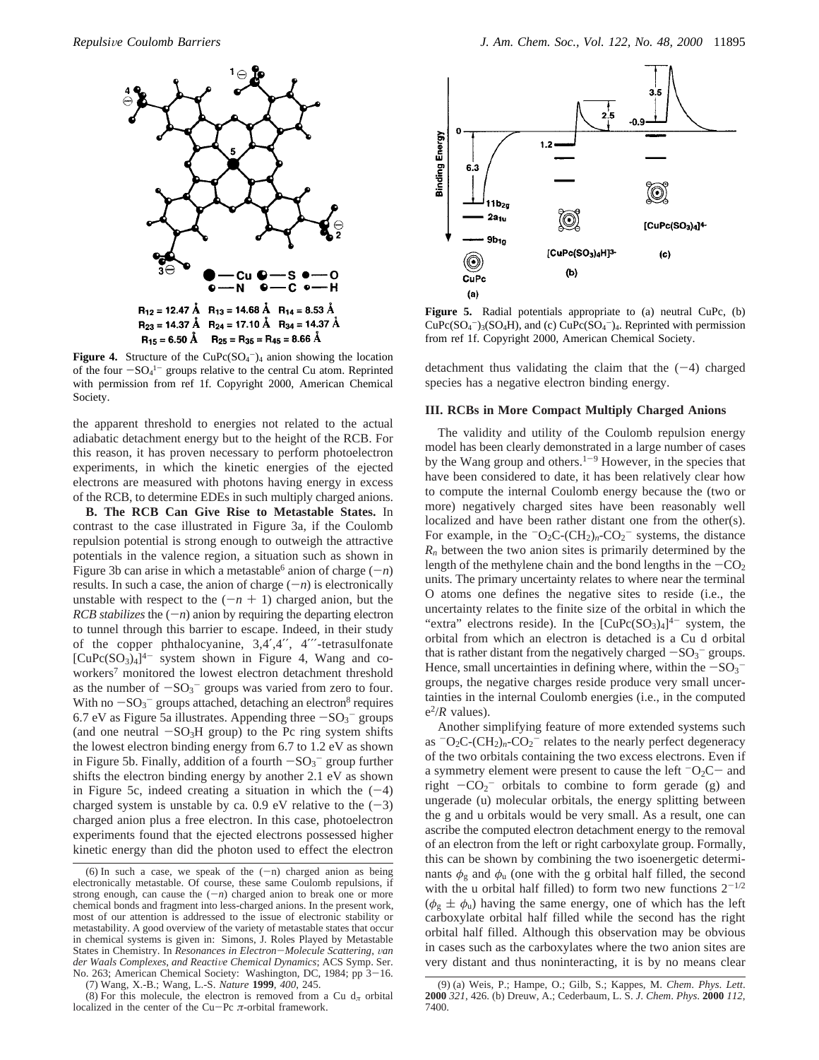**Figure 4.** Structure of the $CuPc(SO_4^-)_4$ anion showing the location of the four $-SO_4^{1-}$ groups relative to the central Cu atom. Reprinted with permission from ref 1f. Copyright 2000, American Chemical Society.

**Figure 5.** Radial potentials appropriate to (a) neutral CuPc, (b) $CuPc(SO_4^-)_3(SO_4H)$, and (c) $CuPc(SO_4^-)_4$. Reprinted with permission from ref 1f. Copyright 2000, American Chemical Society.

the apparent threshold to energies not related to the actual adiabatic detachment energy but to the height of the RCB. For this reason, it has proven necessary to perform photoelectron experiments, in which the kinetic energies of the ejected electrons are measured with photons having energy in excess of the RCB, to determine EDEs in such multiply charged anions.

**B. The RCB Can Give Rise to Metastable States.** In contrast to the case illustrated in Figure 3a, if the Coulomb repulsion potential is strong enough to outweigh the attractive potentials in the valence region, a situation such as shown in Figure 3b can arise in which a metastable[6] anion of charge $(-n)$ results. In such a case, the anion of charge $(-n)$ is electronically unstable with respect to the $(-n + 1)$ charged anion, but the *RCB stabilizes* the $(-n)$ anion by requiring the departing electron to tunnel through this barrier to escape. Indeed, in their study of the copper phthalocyanine, 3,4′,4′′, 4′′′-tetrasulfonate $[CuPc(SO_3)_4]^{4-}$ system shown in Figure 4, Wang and coworkers[7] monitored the lowest electron detachment threshold as the number of $-SO_3^-$ groups was varied from zero to four. With no $-SO_3^-$ groups attached, detaching an electron[8] requires 6.7 eV as Figure 5a illustrates. Appending three $-SO_3^-$ groups (and one neutral $-SO_3H$ group) to the Pc ring system shifts the lowest electron binding energy from 6.7 to 1.2 eV as shown in Figure 5b. Finally, addition of a fourth $-SO_3^-$ group further shifts the electron binding energy by another 2.1 eV as shown in Figure 5c, indeed creating a situation in which the $(-4)$ charged system is unstable by ca. 0.9 eV relative to the $(-3)$ charged anion plus a free electron. In this case, photoelectron experiments found that the ejected electrons possessed higher kinetic energy than did the photon used to effect the electron detachment thus validating the claim that the $(-4)$ charged species has a negative electron binding energy.

### III. RCBs in More Compact Multiply Charged Anions

The validity and utility of the Coulomb repulsion energy model has been clearly demonstrated in a large number of cases by the Wang group and others.[1-9] However, in the species that have been considered to date, it has been relatively clear how to compute the internal Coulomb energy because the (two or more) negatively charged sites have been reasonably well localized and have been rather distant one from the other(s). For example, in the $^-O_2C\text{-}(CH_2)_n\text{-}CO_2^-$ systems, the distance $R_n$ between the two anion sites is primarily determined by the length of the methylene chain and the bond lengths in the $-CO_2$ units. The primary uncertainty relates to where near the terminal O atoms one defines the negative sites to reside (i.e., the uncertainty relates to the finite size of the orbital in which the "extra" electrons reside). In the $[CuPc(SO_3)_4]^{4-}$ system, the orbital from which an electron is detached is a Cu d orbital that is rather distant from the negatively charged $-SO_3^-$ groups. Hence, small uncertainties in defining where, within the $-SO_3^-$ groups, the negative charges reside produce very small uncertainties in the internal Coulomb energies (i.e., in the computed $e^2/R$ values).

Another simplifying feature of more extended systems such as $^-O_2C\text{-}(CH_2)_n\text{-}CO_2^-$ relates to the nearly perfect degeneracy of the two orbitals containing the two excess electrons. Even if a symmetry element were present to cause the left $^-O_2C-$ and right $-CO_2^-$ orbitals to combine to form gerade (g) and ungerade (u) molecular orbitals, the energy splitting between the g and u orbitals would be very small. As a result, one can ascribe the computed electron detachment energy to the removal of an electron from the left or right carboxylate group. Formally, this can be shown by combining the two isoenergetic determinants $\phi_g$ and $\phi_u$ (one with the g orbital half filled, the second with the u orbital half filled) to form two new functions $2^{-1/2}(\phi_g \pm \phi_u)$ having the same energy, one of which has the left carboxylate orbital half filled while the second has the right orbital half filled. Although this observation may be obvious in cases such as the carboxylates where the two anion sites are very distant and thus noninteracting, it is by no means clear

(6) In such a case, we speak of the $(-n)$ charged anion as being electronically metastable. Of course, these same Coulomb repulsions, if strong enough, can cause the $(-n)$ charged anion to break one or more chemical bonds and fragment into less-charged anions. In the present work, most of our attention is addressed to the issue of electronic stability or metastability. A good overview of the variety of metastable states that occur in chemical systems is given in: Simons, J. Roles Played by Metastable States in Chemistry. In *Resonances in Electron-Molecule Scattering, van der Waals Complexes, and Reactive Chemical Dynamics*; ACS Symp. Ser. No. 263; American Chemical Society: Washington, DC, 1984; pp 3-16.

(7) Wang, X.-B.; Wang, L.-S. *Nature* **1999**, *400*, 245.

(8) For this molecule, the electron is removed from a Cu $d_\pi$ orbital localized in the center of the Cu-Pc $\pi$-orbital framework.

(9) (a) Weis, P.; Hampe, O.; Gilb, S.; Kappes, M. *Chem. Phys. Lett.* **2000** *321*, 426. (b) Dreuw, A.; Cederbaum, L. S. *J. Chem. Phys.* **2000** *112*, 7400.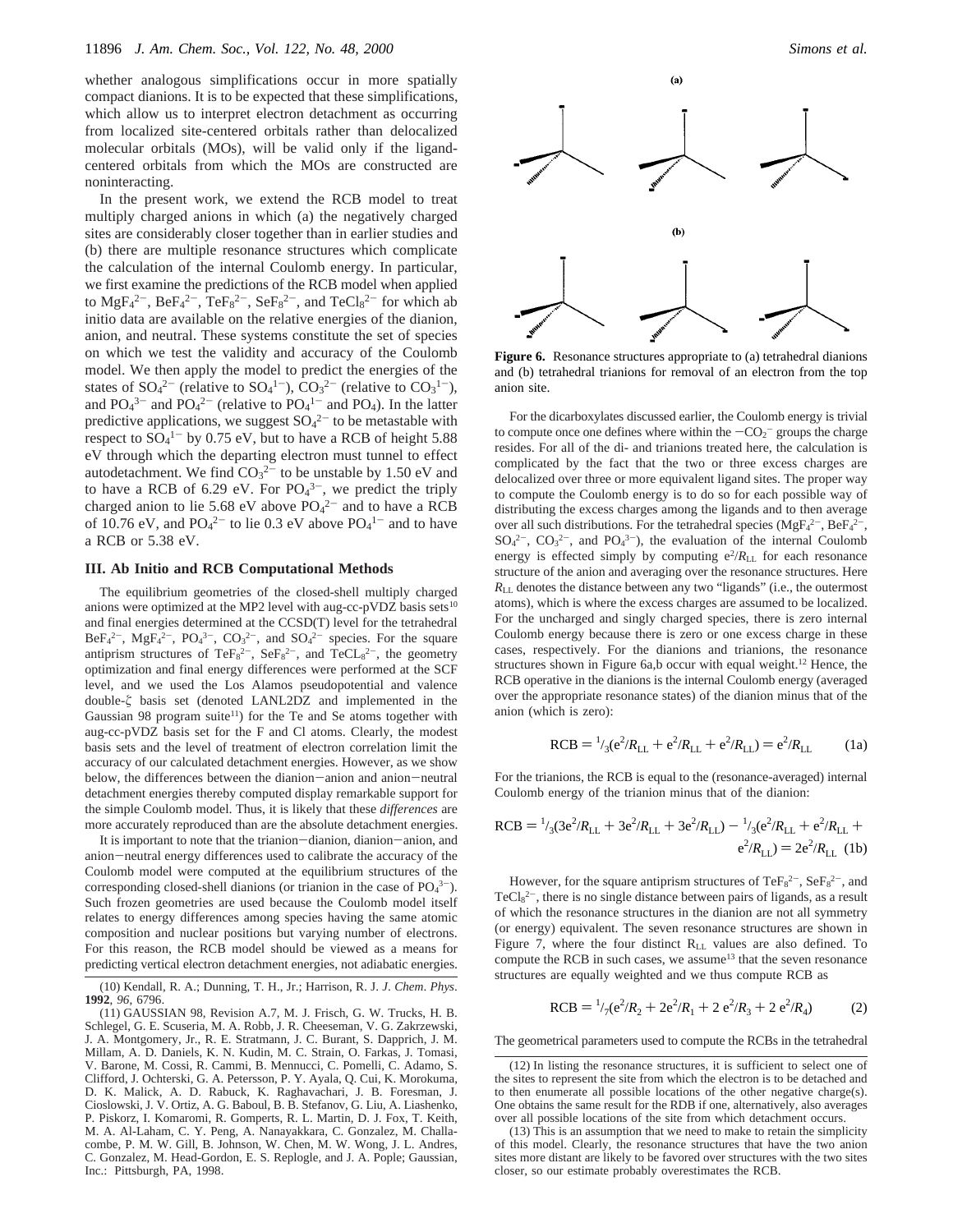whether analogous simplifications occur in more spatially compact dianions. It is to be expected that these simplifications, which allow us to interpret electron detachment as occurring from localized site-centered orbitals rather than delocalized molecular orbitals (MOs), will be valid only if the ligand-centered orbitals from which the MOs are constructed are noninteracting.

In the present work, we extend the RCB model to treat multiply charged anions in which (a) the negatively charged sites are considerably closer together than in earlier studies and (b) there are multiple resonance structures which complicate the calculation of the internal Coulomb energy. In particular, we first examine the predictions of the RCB model when applied to $MgF_4^{2-}$, $BeF_4^{2-}$, $TeF_8^{2-}$, $SeF_8^{2-}$, and $TeCl_8^{2-}$ for which ab initio data are available on the relative energies of the dianion, anion, and neutral. These systems constitute the set of species on which we test the validity and accuracy of the Coulomb model. We then apply the model to predict the energies of the states of $SO_4^{2-}$ (relative to $SO_4^{1-}$), $CO_3^{2-}$ (relative to $CO_3^{1-}$), and $PO_4^{3-}$ and $PO_4^{2-}$ (relative to $PO_4^{1-}$ and $PO_4$). In the latter predictive applications, we suggest $SO_4^{2-}$ to be metastable with respect to $SO_4^{1-}$ by 0.75 eV, but to have a RCB of height 5.88 eV through which the departing electron must tunnel to effect autodetachment. We find $CO_3^{2-}$ to be unstable by 1.50 eV and to have a RCB of 6.29 eV. For $PO_4^{3-}$, we predict the triply charged anion to lie 5.68 eV above $PO_4^{2-}$ and to have a RCB of 10.76 eV, and $PO_4^{2-}$ to lie 0.3 eV above $PO_4^{1-}$ and to have a RCB or 5.38 eV.

## III. Ab Initio and RCB Computational Methods

The equilibrium geometries of the closed-shell multiply charged anions were optimized at the MP2 level with aug-cc-pVDZ basis sets[10] and final energies determined at the CCSD(T) level for the tetrahedral $BeF_4^{2-}$, $MgF_4^{2-}$, $PO_4^{3-}$, $CO_3^{2-}$, and $SO_4^{2-}$ species. For the square antiprism structures of $TeF_8^{2-}$, $SeF_8^{2-}$, and $TeCL_8^{2-}$, the geometry optimization and final energy differences were performed at the SCF level, and we used the Los Alamos pseudopotential and valence double-ζ basis set (denoted LANL2DZ and implemented in the Gaussian 98 program suite[11]) for the Te and Se atoms together with aug-cc-pVDZ basis set for the F and Cl atoms. Clearly, the modest basis sets and the level of treatment of electron correlation limit the accuracy of our calculated detachment energies. However, as we show below, the differences between the dianion–anion and anion–neutral detachment energies thereby computed display remarkable support for the simple Coulomb model. Thus, it is likely that these *differences* are more accurately reproduced than are the absolute detachment energies.

It is important to note that the trianion–dianion, dianion–anion, and anion–neutral energy differences used to calibrate the accuracy of the Coulomb model were computed at the equilibrium structures of the corresponding closed-shell dianions (or trianion in the case of $PO_4^{3-}$). Such frozen geometries are used because the Coulomb model itself relates to energy differences among species having the same atomic composition and nuclear positions but varying number of electrons. For this reason, the RCB model should be viewed as a means for predicting vertical electron detachment energies, not adiabatic energies.

**Figure 6.** Resonance structures appropriate to (a) tetrahedral dianions and (b) tetrahedral trianions for removal of an electron from the top anion site.

For the dicarboxylates discussed earlier, the Coulomb energy is trivial to compute once one defines where within the $-CO_2^-$ groups the charge resides. For all of the di- and trianions treated here, the calculation is complicated by the fact that the two or three excess charges are delocalized over three or more equivalent ligand sites. The proper way to compute the Coulomb energy is to do so for each possible way of distributing the excess charges among the ligands and to then average over all such distributions. For the tetrahedral species ($MgF_4^{2-}$, $BeF_4^{2-}$, $SO_4^{2-}$, $CO_3^{2-}$, and $PO_4^{3-}$), the evaluation of the internal Coulomb energy is effected simply by computing $e^2/R_{LL}$ for each resonance structure of the anion and averaging over the resonance structures. Here $R_{LL}$ denotes the distance between any two "ligands" (i.e., the outermost atoms), which is where the excess charges are assumed to be localized. For the uncharged and singly charged species, there is zero internal Coulomb energy because there is zero or one excess charge in these cases, respectively. For the dianions and trianions, the resonance structures shown in Figure 6a,b occur with equal weight.[12] Hence, the RCB operative in the dianions is the internal Coulomb energy (averaged over the appropriate resonance states) of the dianion minus that of the anion (which is zero):

$$\mathrm{RCB} = {}^{1}/_{3}(e^2/R_{LL} + e^2/R_{LL} + e^2/R_{LL}) = e^2/R_{LL} \qquad (1a)$$

For the trianions, the RCB is equal to the (resonance-averaged) internal Coulomb energy of the trianion minus that of the dianion:

$$\mathrm{RCB} = {}^{1}/_{3}(3e^2/R_{LL} + 3e^2/R_{LL} + 3e^2/R_{LL}) - {}^{1}/_{3}(e^2/R_{LL} + e^2/R_{LL} + e^2/R_{LL}) = 2e^2/R_{LL} \quad (1b)$$

However, for the square antiprism structures of $TeF_8^{2-}$, $SeF_8^{2-}$, and $TeCl_8^{2-}$, there is no single distance between pairs of ligands, as a result of which the resonance structures in the dianion are not all symmetry (or energy) equivalent. The seven resonance structures are shown in Figure 7, where the four distinct $R_{LL}$ values are also defined. To compute the RCB in such cases, we assume[13] that the seven resonance structures are equally weighted and we thus compute RCB as

$$\mathrm{RCB} = {}^{1}/_{7}(e^2/R_2 + 2e^2/R_1 + 2\,e^2/R_3 + 2\,e^2/R_4) \qquad (2)$$

The geometrical parameters used to compute the RCBs in the tetrahedral

(10) Kendall, R. A.; Dunning, T. H., Jr.; Harrison, R. J. *J. Chem. Phys.* **1992**, *96*, 6796.

(11) GAUSSIAN 98, Revision A.7, M. J. Frisch, G. W. Trucks, H. B. Schlegel, G. E. Scuseria, M. A. Robb, J. R. Cheeseman, V. G. Zakrzewski, J. A. Montgomery, Jr., R. E. Stratmann, J. C. Burant, S. Dapprich, J. M. Millam, A. D. Daniels, K. N. Kudin, M. C. Strain, O. Farkas, J. Tomasi, V. Barone, M. Cossi, R. Cammi, B. Mennucci, C. Pomelli, C. Adamo, S. Clifford, J. Ochterski, G. A. Petersson, P. Y. Ayala, Q. Cui, K. Morokuma, D. K. Malick, A. D. Rabuck, K. Raghavachari, J. B. Foresman, J. Cioslowski, J. V. Ortiz, A. G. Baboul, B. B. Stefanov, G. Liu, A. Liashenko, P. Piskorz, I. Komaromi, R. Gomperts, R. L. Martin, D. J. Fox, T. Keith, M. A. Al-Laham, C. Y. Peng, A. Nanayakkara, C. Gonzalez, M. Challacombe, P. M. W. Gill, B. Johnson, W. Chen, M. W. Wong, J. L. Andres, C. Gonzalez, M. Head-Gordon, E. S. Replogle, and J. A. Pople; Gaussian, Inc.: Pittsburgh, PA, 1998.

(12) In listing the resonance structures, it is sufficient to select one of the sites to represent the site from which the electron is to be detached and to then enumerate all possible locations of the other negative charge(s). One obtains the same result for the RDB if one, alternatively, also averages over all possible locations of the site from which detachment occurs.

(13) This is an assumption that we need to make to retain the simplicity of this model. Clearly, the resonance structures that have the two anion sites more distant are likely to be favored over structures with the two sites closer, so our estimate probably overestimates the RCB.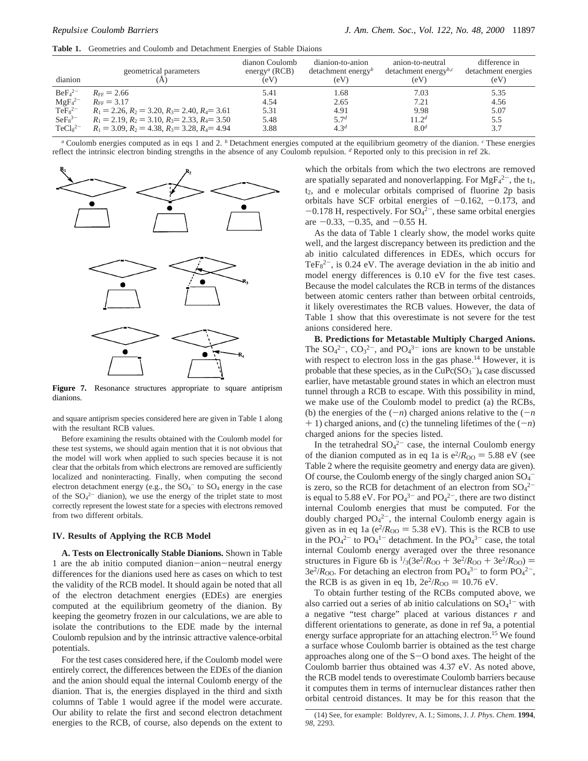**Table 1.** Geometries and Coulomb and Detachment Energies of Stable Diaions

| dianion | geometrical parameters (Å) | dianon Coulomb energy[a] (RCB) (eV) | dianion-to-anion detachment energy[b] (eV) | anion-to-neutral detachment energy[b,c] (eV) | difference in detachment energies (eV) |
|---|---|---|---|---|---|
| $BeF_4^{2-}$ | $R_{FF} = 2.66$ | 5.41 | 1.68 | 7.03 | 5.35 |
| $MgF_4^{2-}$ | $R_{FF} = 3.17$ | 4.54 | 2.65 | 7.21 | 4.56 |
| $TeF_8^{2-}$ | $R_1 = 2.26$, $R_2 = 3.20$, $R_3 = 2.40$, $R_4 = 3.61$ | 5.31 | 4.91 | 9.98 | 5.07 |
| $SeF_8^{3-}$ | $R_1 = 2.19$, $R_2 = 3.10$, $R_3 = 2.33$, $R_4 = 3.50$ | 5.48 | 5.7[d] | 11.2[d] | 5.5 |
| $TeCl_8^{2-}$ | $R_1 = 3.09$, $R_2 = 4.38$, $R_3 = 3.28$, $R_4 = 4.94$ | 3.88 | 4.3[d] | 8.0[d] | 3.7 |

[a] Coulomb energies computed as in eqs 1 and 2. [b] Detachment energies computed at the equilibrium geometry of the dianion. [c] These energies reflect the intrinsic electron binding strengths in the absence of any Coulomb repulsion. [d] Reported only to this precision in ref 2k.

**Figure 7.** Resonance structures appropriate to square antiprism dianions.

and square antiprism species considered here are given in Table 1 along with the resultant RCB values.

Before examining the results obtained with the Coulomb model for these test systems, we should again mention that it is not obvious that the model will work when applied to such species because it is not clear that the orbitals from which electrons are removed are sufficiently localized and noninteracting. Finally, when computing the second electron detachment energy (e.g., the $SO_4^-$ to $SO_4$ energy in the case of the $SO_4^{2-}$ dianion), we use the energy of the triplet state to most correctly represent the lowest state for a species with electrons removed from two different orbitals.

## IV. Results of Applying the RCB Model

**A. Tests on Electronically Stable Dianions.** Shown in Table 1 are the ab initio computed dianion–anion–neutral energy differences for the dianions used here as cases on which to test the validity of the RCB model. It should again be noted that all of the electron detachment energies (EDEs) are energies computed at the equilibrium geometry of the dianion. By keeping the geometry frozen in our calculations, we are able to isolate the contributions to the EDE made by the internal Coulomb repulsion and by the intrinsic attractive valence-orbital potentials.

For the test cases considered here, if the Coulomb model were entirely correct, the differences between the EDEs of the dianion and the anion should equal the internal Coulomb energy of the dianion. That is, the energies displayed in the third and sixth columns of Table 1 would agree if the model were accurate. Our ability to relate the first and second electron detachment energies to the RCB, of course, also depends on the extent to which the orbitals from which the two electrons are removed are spatially separated and nonoverlapping. For $MgF_4^{2-}$, the $t_1$, $t_2$, and e molecular orbitals comprised of fluorine 2p basis orbitals have SCF orbital energies of −0.162, −0.173, and −0.178 H, respectively. For $SO_4^{2-}$, these same orbital energies are −0.33, −0.35, and −0.55 H.

As the data of Table 1 clearly show, the model works quite well, and the largest discrepancy between its prediction and the ab initio calculated differences in EDEs, which occurs for $TeF_8^{2-}$, is 0.24 eV. The average deviation in the ab initio and model energy differences is 0.10 eV for the five test cases. Because the model calculates the RCB in terms of the distances between atomic centers rather than between orbital centroids, it likely overestimates the RCB values. However, the data of Table 1 show that this overestimate is not severe for the test anions considered here.

**B. Predictions for Metastable Multiply Charged Anions.** The $SO_4^{2-}$, $CO_3^{2-}$, and $PO_4^{3-}$ ions are known to be unstable with respect to electron loss in the gas phase.[14] However, it is probable that these species, as in the $CuPc(SO_3^-)_4$ case discussed earlier, have metastable ground states in which an electron must tunnel through a RCB to escape. With this possibility in mind, we make use of the Coulomb model to predict (a) the RCBs, (b) the energies of the $(-n)$ charged anions relative to the $(-n+1)$ charged anions, and (c) the tunneling lifetimes of the $(-n)$ charged anions for the species listed.

In the tetrahedral $SO_4^{2-}$ case, the internal Coulomb energy of the dianion computed as in eq 1a is $e^2/R_{OO} = 5.88$ eV (see Table 2 where the requisite geometry and energy data are given). Of course, the Coulomb energy of the singly charged anion $SO_4^-$ is zero, so the RCB for detachment of an electron from $SO_4^{2-}$ is equal to 5.88 eV. For $PO_4^{3-}$ and $PO_4^{2-}$, there are two distinct internal Coulomb energies that must be computed. For the doubly charged $PO_4^{2-}$, the internal Coulomb energy again is given as in eq 1a ($e^2/R_{OO} = 5.38$ eV). This is the RCB to use in the $PO_4^{2-}$ to $PO_4^{1-}$ detachment. In the $PO_4^{3-}$ case, the total internal Coulomb energy averaged over the three resonance structures in Figure 6b is $^1/_3(3e^2/R_{OO} + 3e^2/R_{OO} + 3e^2/R_{OO}) = 3e^2/R_{OO}$. For detaching an electron from $PO_4^{3-}$ to form $PO_4^{2-}$, the RCB is as given in eq 1b, $2e^2/R_{OO} = 10.76$ eV.

To obtain further testing of the RCBs computed above, we also carried out a series of ab initio calculations on $SO_4^{1-}$ with a negative "test charge" placed at various distances $r$ and different orientations to generate, as done in ref 9a, a potential energy surface appropriate for an attaching electron.[15] We found a surface whose Coulomb barrier is obtained as the test charge approaches along one of the S–O bond axes. The height of the Coulomb barrier thus obtained was 4.37 eV. As noted above, the RCB model tends to overestimate Coulomb barriers because it computes them in terms of internuclear distances rather then orbital centroid distances. It may be for this reason that the

(14) See, for example: Boldyrev, A. I.; Simons, J. *J. Phys. Chem.* **1994**, *98*, 2293.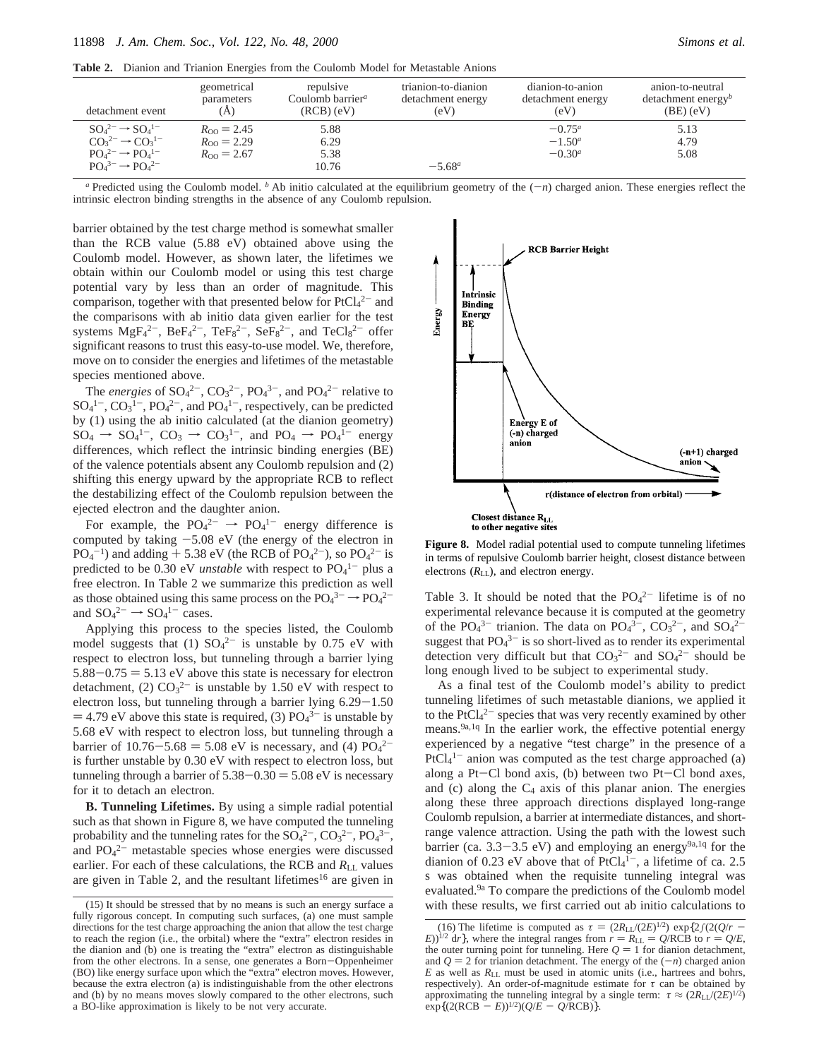**Table 2.** Dianion and Trianion Energies from the Coulomb Model for Metastable Anions

| detachment event | geometrical parameters (Å) | repulsive Coulomb barrier[a] (RCB) (eV) | trianion-to-dianion detachment energy (eV) | dianion-to-anion detachment energy (eV) | anion-to-neutral detachment energy[b] (BE) (eV) |
|---|---|---|---|---|---|
| $SO_4^{2-} \rightarrow SO_4^{1-}$ | $R_{OO} = 2.45$ | 5.88 | | $-0.75^a$ | 5.13 |
| $CO_3^{2-} \rightarrow CO_3^{1-}$ | $R_{OO} = 2.29$ | 6.29 | | $-1.50^a$ | 4.79 |
| $PO_4^{2-} \rightarrow PO_4^{1-}$ | $R_{OO} = 2.67$ | 5.38 | | $-0.30^a$ | 5.08 |
| $PO_4^{3-} \rightarrow PO_4^{2-}$ | | 10.76 | $-5.68^a$ | | |

[a] Predicted using the Coulomb model. [b] Ab initio calculated at the equilibrium geometry of the $(-n)$ charged anion. These energies reflect the intrinsic electron binding strengths in the absence of any Coulomb repulsion.

barrier obtained by the test charge method is somewhat smaller than the RCB value (5.88 eV) obtained above using the Coulomb model. However, as shown later, the lifetimes we obtain within our Coulomb model or using this test charge potential vary by less than an order of magnitude. This comparison, together with that presented below for $PtCl_4^{2-}$ and the comparisons with ab initio data given earlier for the test systems $MgF_4^{2-}$, $BeF_4^{2-}$, $TeF_8^{2-}$, $SeF_8^{2-}$, and $TeCl_8^{2-}$ offer significant reasons to trust this easy-to-use model. We, therefore, move on to consider the energies and lifetimes of the metastable species mentioned above.

The *energies* of $SO_4^{2-}$, $CO_3^{2-}$, $PO_4^{3-}$, and $PO_4^{2-}$ relative to $SO_4^{1-}$, $CO_3^{1-}$, $PO_4^{2-}$, and $PO_4^{1-}$, respectively, can be predicted by (1) using the ab initio calculated (at the dianion geometry) $SO_4 \rightarrow SO_4^{1-}$, $CO_3 \rightarrow CO_3^{1-}$, and $PO_4 \rightarrow PO_4^{1-}$ energy differences, which reflect the intrinsic binding energies (BE) of the valence potentials absent any Coulomb repulsion and (2) shifting this energy upward by the appropriate RCB to reflect the destabilizing effect of the Coulomb repulsion between the ejected electron and the daughter anion.

For example, the $PO_4^{2-} \rightarrow PO_4^{1-}$ energy difference is computed by taking $-5.08$ eV (the energy of the electron in $PO_4^{-1}$) and adding $+ 5.38$ eV (the RCB of $PO_4^{2-}$), so $PO_4^{2-}$ is predicted to be 0.30 eV *unstable* with respect to $PO_4^{1-}$ plus a free electron. In Table 2 we summarize this prediction as well as those obtained using this same process on the $PO_4^{3-} \rightarrow PO_4^{2-}$ and $SO_4^{2-} \rightarrow SO_4^{1-}$ cases.

Applying this process to the species listed, the Coulomb model suggests that (1) $SO_4^{2-}$ is unstable by 0.75 eV with respect to electron loss, but tunneling through a barrier lying $5.88-0.75 = 5.13$ eV above this state is necessary for electron detachment, (2) $CO_3^{2-}$ is unstable by 1.50 eV with respect to electron loss, but tunneling through a barrier lying $6.29-1.50 = 4.79$ eV above this state is required, (3) $PO_4^{3-}$ is unstable by 5.68 eV with respect to electron loss, but tunneling through a barrier of $10.76-5.68 = 5.08$ eV is necessary, and (4) $PO_4^{2-}$ is further unstable by 0.30 eV with respect to electron loss, but tunneling through a barrier of $5.38-0.30 = 5.08$ eV is necessary for it to detach an electron.

**B. Tunneling Lifetimes.** By using a simple radial potential such as that shown in Figure 8, we have computed the tunneling probability and the tunneling rates for the $SO_4^{2-}$, $CO_3^{2-}$, $PO_4^{3-}$, and $PO_4^{2-}$ metastable species whose energies were discussed earlier. For each of these calculations, the RCB and $R_{LL}$ values are given in Table 2, and the resultant lifetimes[16] are given in Table 3. It should be noted that the $PO_4^{2-}$ lifetime is of no experimental relevance because it is computed at the geometry of the $PO_4^{3-}$ trianion. The data on $PO_4^{3-}$, $CO_3^{2-}$, and $SO_4^{2-}$ suggest that $PO_4^{3-}$ is so short-lived as to render its experimental detection very difficult but that $CO_3^{2-}$ and $SO_4^{2-}$ should be long enough lived to be subject to experimental study.

**Figure 8.** Model radial potential used to compute tunneling lifetimes in terms of repulsive Coulomb barrier height, closest distance between electrons ($R_{LL}$), and electron energy.

As a final test of the Coulomb model's ability to predict tunneling lifetimes of such metastable dianions, we applied it to the $PtCl_4^{2-}$ species that was very recently examined by other means.[9a,1q] In the earlier work, the effective potential energy experienced by a negative "test charge" in the presence of a $PtCl_4^{1-}$ anion was computed as the test charge approached (a) along a Pt−Cl bond axis, (b) between two Pt−Cl bond axes, and (c) along the $C_4$ axis of this planar anion. The energies along these three approach directions displayed long-range Coulomb repulsion, a barrier at intermediate distances, and short-range valence attraction. Using the path with the lowest such barrier (ca. 3.3−3.5 eV) and employing an energy[9a,1q] for the dianion of 0.23 eV above that of $PtCl_4^{1-}$, a lifetime of ca. 2.5 s was obtained when the requisite tunneling integral was evaluated.[9a] To compare the predictions of the Coulomb model with these results, we first carried out ab initio calculations to

(15) It should be stressed that by no means is such an energy surface a fully rigorous concept. In computing such surfaces, (a) one must sample directions for the test charge approaching the anion that allow the test charge to reach the region (i.e., the orbital) where the "extra" electron resides in the dianion and (b) one is treating the "extra" electron as distinguishable from the other electrons. In a sense, one generates a Born−Oppenheimer (BO) like energy surface upon which the "extra" electron moves. However, because the extra electron (a) is indistinguishable from the other electrons and (b) by no means moves slowly compared to the other electrons, such a BO-like approximation is likely to be not very accurate.

(16) The lifetime is computed as $\tau = (2R_{LL}/(2E)^{1/2}) \exp\{2\int(2(Q/r - E))^{1/2}\, dr\}$, where the integral ranges from $r = R_{LL} = Q/\mathrm{RCB}$ to $r = Q/E$, the outer turning point for tunneling. Here $Q = 1$ for dianion detachment, and $Q = 2$ for trianion detachment. The energy of the $(-n)$ charged anion $E$ as well as $R_{LL}$ must be used in atomic units (i.e., hartrees and bohrs, respectively). An order-of-magnitude estimate for $\tau$ can be obtained by approximating the tunneling integral by a single term: $\tau \approx (2R_{LL}/(2E)^{1/2}) \exp\{(2(\mathrm{RCB} - E))^{1/2}(Q/E - Q/\mathrm{RCB})\}$.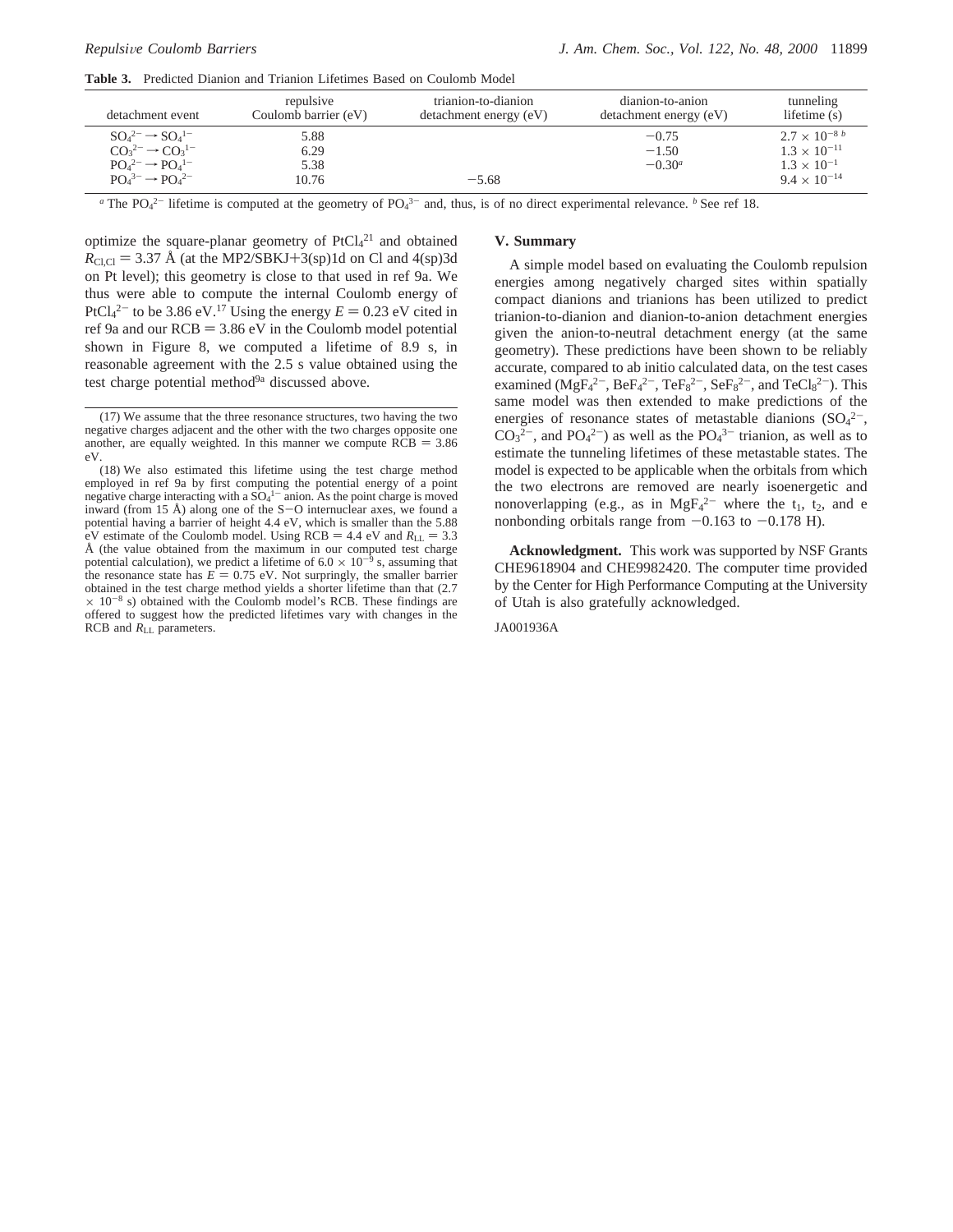**Table 3.** Predicted Dianion and Trianion Lifetimes Based on Coulomb Model

| detachment event | repulsive Coulomb barrier (eV) | trianion-to-dianion detachment energy (eV) | dianion-to-anion detachment energy (eV) | tunneling lifetime (s) |
|---|---|---|---|---|
| $SO_4^{2-} \rightarrow SO_4^{1-}$ | 5.88 | | −0.75 | $2.7 \times 10^{-8}$ [b] |
| $CO_3^{2-} \rightarrow CO_3^{1-}$ | 6.29 | | −1.50 | $1.3 \times 10^{-11}$ |
| $PO_4^{2-} \rightarrow PO_4^{1-}$ | 5.38 | | −0.30[a] | $1.3 \times 10^{-1}$ |
| $PO_4^{3-} \rightarrow PO_4^{2-}$ | 10.76 | −5.68 | | $9.4 \times 10^{-14}$ |

[a] The $PO_4^{2-}$ lifetime is computed at the geometry of $PO_4^{3-}$ and, thus, is of no direct experimental relevance. [b] See ref 18.

optimize the square-planar geometry of $PtCl_4$[21] and obtained $R_{Cl,Cl} = 3.37$ Å (at the MP2/SBKJ+3(sp)1d on Cl and 4(sp)3d on Pt level); this geometry is close to that used in ref 9a. We thus were able to compute the internal Coulomb energy of $PtCl_4^{2-}$ to be 3.86 eV.[17] Using the energy $E = 0.23$ eV cited in ref 9a and our RCB = 3.86 eV in the Coulomb model potential shown in Figure 8, we computed a lifetime of 8.9 s, in reasonable agreement with the 2.5 s value obtained using the test charge potential method[9a] discussed above.

(17) We assume that the three resonance structures, two having the two negative charges adjacent and the other with the two charges opposite one another, are equally weighted. In this manner we compute RCB = 3.86 eV.

(18) We also estimated this lifetime using the test charge method employed in ref 9a by first computing the potential energy of a point negative charge interacting with a $SO_4^{1-}$ anion. As the point charge is moved inward (from 15 Å) along one of the S−O internuclear axes, we found a potential having a barrier of height 4.4 eV, which is smaller than the 5.88 eV estimate of the Coulomb model. Using RCB = 4.4 eV and $R_{LL} = 3.3$ Å (the value obtained from the maximum in our computed test charge potential calculation), we predict a lifetime of $6.0 \times 10^{-9}$ s, assuming that the resonance state has $E = 0.75$ eV. Not surprisingly, the smaller barrier obtained in the test charge method yields a shorter lifetime than that ($2.7 \times 10^{-8}$ s) obtained with the Coulomb model's RCB. These findings are offered to suggest how the predicted lifetimes vary with changes in the RCB and $R_{LL}$ parameters.

## V. Summary

A simple model based on evaluating the Coulomb repulsion energies among negatively charged sites within spatially compact dianions and trianions has been utilized to predict trianion-to-dianion and dianion-to-anion detachment energies given the anion-to-neutral detachment energy (at the same geometry). These predictions have been shown to be reliably accurate, compared to ab initio calculated data, on the test cases examined ($MgF_4^{2-}$, $BeF_4^{2-}$, $TeF_8^{2-}$, $SeF_8^{2-}$, and $TeCl_8^{2-}$). This same model was then extended to make predictions of the energies of resonance states of metastable dianions ($SO_4^{2-}$, $CO_3^{2-}$, and $PO_4^{2-}$) as well as the $PO_4^{3-}$ trianion, as well as to estimate the tunneling lifetimes of these metastable states. The model is expected to be applicable when the orbitals from which the two electrons are removed are nearly isoenergetic and nonoverlapping (e.g., as in $MgF_4^{2-}$ where the $t_1$, $t_2$, and e nonbonding orbitals range from −0.163 to −0.178 H).

**Acknowledgment.** This work was supported by NSF Grants CHE9618904 and CHE9982420. The computer time provided by the Center for High Performance Computing at the University of Utah is also gratefully acknowledged.

JA001936A